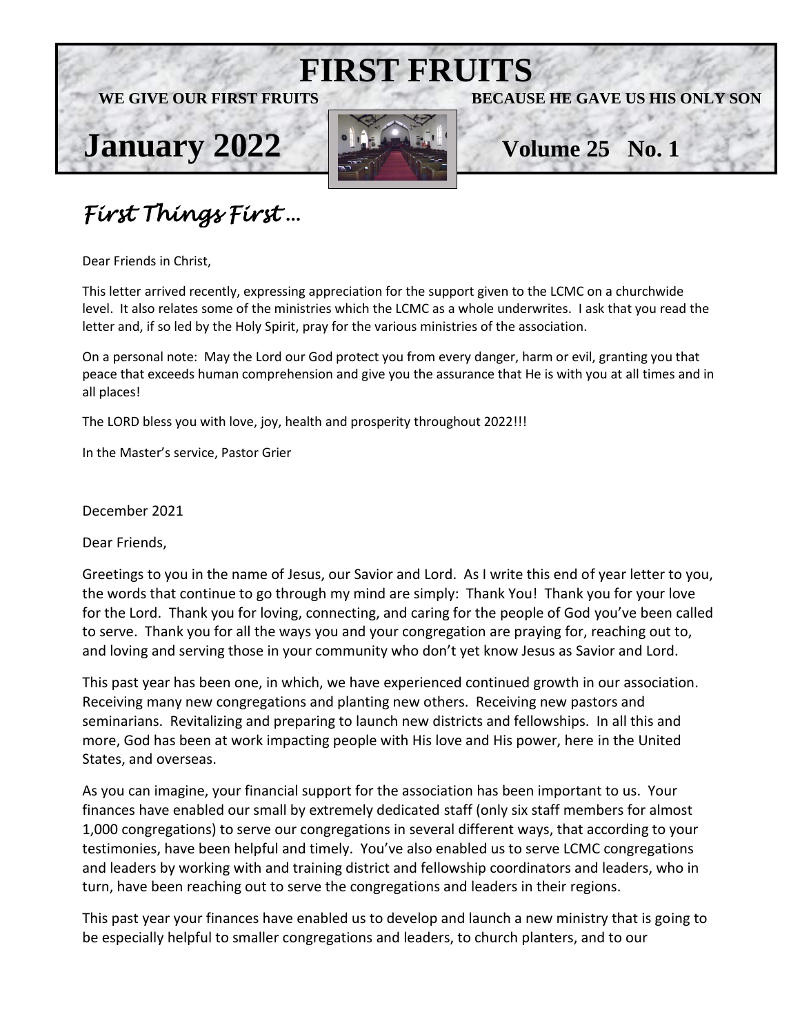# FIRST FRUITS

**WE GIVE OUR FIRST FRUITS BECAUSE HE GAVE US HIS ONLY SON**

**January 2022** **Volume 25 No. 1**

## *First Things First …*

Dear Friends in Christ,

This letter arrived recently, expressing appreciation for the support given to the LCMC on a churchwide level. It also relates some of the ministries which the LCMC as a whole underwrites. I ask that you read the letter and, if so led by the Holy Spirit, pray for the various ministries of the association.

On a personal note: May the Lord our God protect you from every danger, harm or evil, granting you that peace that exceeds human comprehension and give you the assurance that He is with you at all times and in all places!

The LORD bless you with love, joy, health and prosperity throughout 2022!!!

In the Master's service, Pastor Grier

December 2021

Dear Friends,

Greetings to you in the name of Jesus, our Savior and Lord. As I write this end of year letter to you, the words that continue to go through my mind are simply: Thank You! Thank you for your love for the Lord. Thank you for loving, connecting, and caring for the people of God you've been called to serve. Thank you for all the ways you and your congregation are praying for, reaching out to, and loving and serving those in your community who don't yet know Jesus as Savior and Lord.

This past year has been one, in which, we have experienced continued growth in our association. Receiving many new congregations and planting new others. Receiving new pastors and seminarians. Revitalizing and preparing to launch new districts and fellowships. In all this and more, God has been at work impacting people with His love and His power, here in the United States, and overseas.

As you can imagine, your financial support for the association has been important to us. Your finances have enabled our small by extremely dedicated staff (only six staff members for almost 1,000 congregations) to serve our congregations in several different ways, that according to your testimonies, have been helpful and timely. You've also enabled us to serve LCMC congregations and leaders by working with and training district and fellowship coordinators and leaders, who in turn, have been reaching out to serve the congregations and leaders in their regions.

This past year your finances have enabled us to develop and launch a new ministry that is going to be especially helpful to smaller congregations and leaders, to church planters, and to our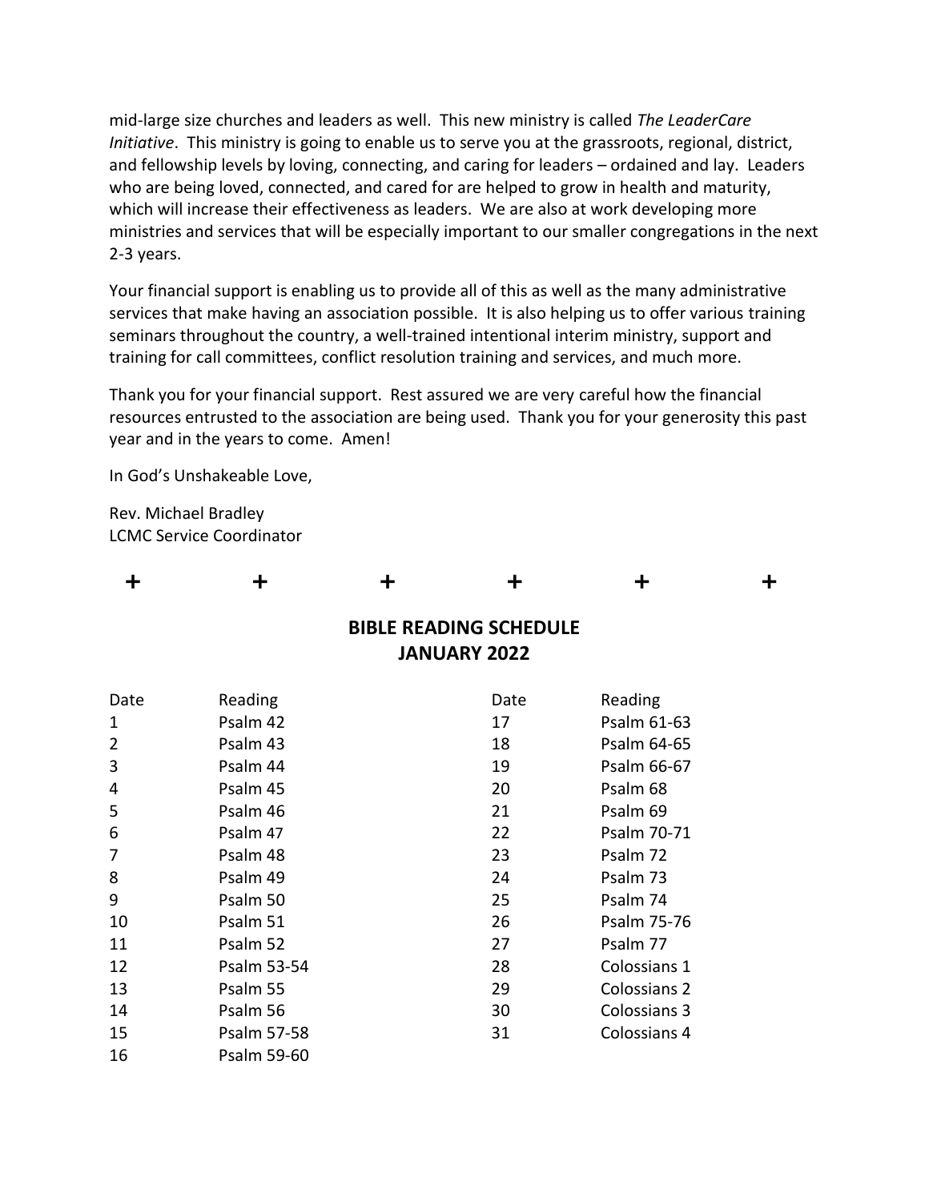mid-large size churches and leaders as well. This new ministry is called *The LeaderCare Initiative*. This ministry is going to enable us to serve you at the grassroots, regional, district, and fellowship levels by loving, connecting, and caring for leaders – ordained and lay. Leaders who are being loved, connected, and cared for are helped to grow in health and maturity, which will increase their effectiveness as leaders. We are also at work developing more ministries and services that will be especially important to our smaller congregations in the next 2-3 years.

Your financial support is enabling us to provide all of this as well as the many administrative services that make having an association possible. It is also helping us to offer various training seminars throughout the country, a well-trained intentional interim ministry, support and training for call committees, conflict resolution training and services, and much more.

Thank you for your financial support. Rest assured we are very careful how the financial resources entrusted to the association are being used. Thank you for your generosity this past year and in the years to come. Amen!

In God's Unshakeable Love,

Rev. Michael Bradley
LCMC Service Coordinator

\+ + + + + +

## BIBLE READING SCHEDULE
## JANUARY 2022

| Date | Reading | Date | Reading |
|---|---|---|---|
| 1 | Psalm 42 | 17 | Psalm 61-63 |
| 2 | Psalm 43 | 18 | Psalm 64-65 |
| 3 | Psalm 44 | 19 | Psalm 66-67 |
| 4 | Psalm 45 | 20 | Psalm 68 |
| 5 | Psalm 46 | 21 | Psalm 69 |
| 6 | Psalm 47 | 22 | Psalm 70-71 |
| 7 | Psalm 48 | 23 | Psalm 72 |
| 8 | Psalm 49 | 24 | Psalm 73 |
| 9 | Psalm 50 | 25 | Psalm 74 |
| 10 | Psalm 51 | 26 | Psalm 75-76 |
| 11 | Psalm 52 | 27 | Psalm 77 |
| 12 | Psalm 53-54 | 28 | Colossians 1 |
| 13 | Psalm 55 | 29 | Colossians 2 |
| 14 | Psalm 56 | 30 | Colossians 3 |
| 15 | Psalm 57-58 | 31 | Colossians 4 |
| 16 | Psalm 59-60 | | |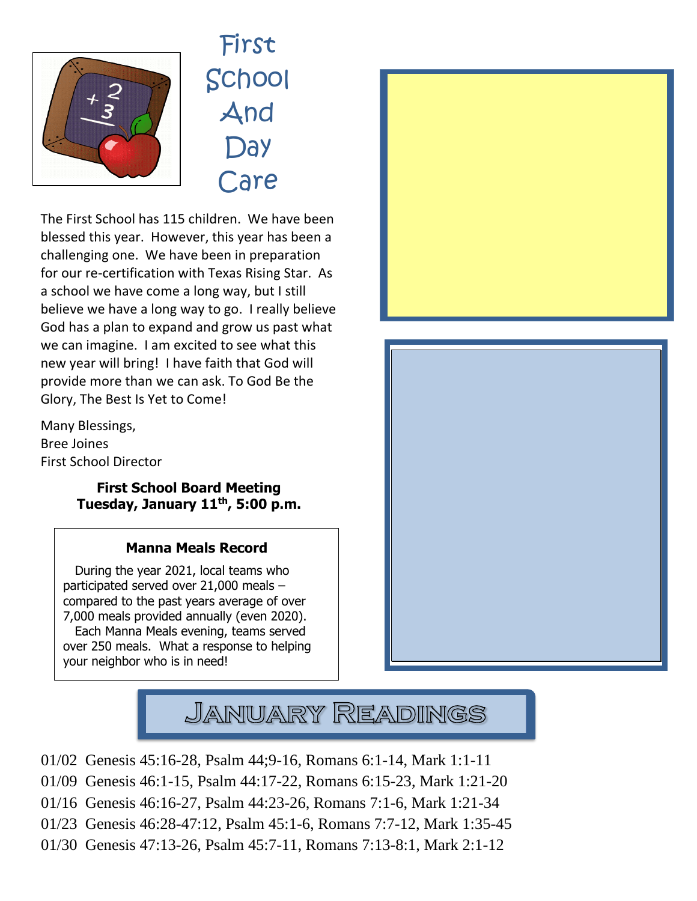# First School And Day Care

The First School has 115 children. We have been blessed this year. However, this year has been a challenging one. We have been in preparation for our re-certification with Texas Rising Star. As a school we have come a long way, but I still believe we have a long way to go. I really believe God has a plan to expand and grow us past what we can imagine. I am excited to see what this new year will bring! I have faith that God will provide more than we can ask. To God Be the Glory, The Best Is Yet to Come!

Many Blessings,
Bree Joines
First School Director

**First School Board Meeting**
**Tuesday, January 11th, 5:00 p.m.**

### Manna Meals Record

During the year 2021, local teams who participated served over 21,000 meals – compared to the past years average of over 7,000 meals provided annually (even 2020).

Each Manna Meals evening, teams served over 250 meals. What a response to helping your neighbor who is in need!

## January Readings

01/02 Genesis 45:16-28, Psalm 44;9-16, Romans 6:1-14, Mark 1:1-11
01/09 Genesis 46:1-15, Psalm 44:17-22, Romans 6:15-23, Mark 1:21-20
01/16 Genesis 46:16-27, Psalm 44:23-26, Romans 7:1-6, Mark 1:21-34
01/23 Genesis 46:28-47:12, Psalm 45:1-6, Romans 7:7-12, Mark 1:35-45
01/30 Genesis 47:13-26, Psalm 45:7-11, Romans 7:13-8:1, Mark 2:1-12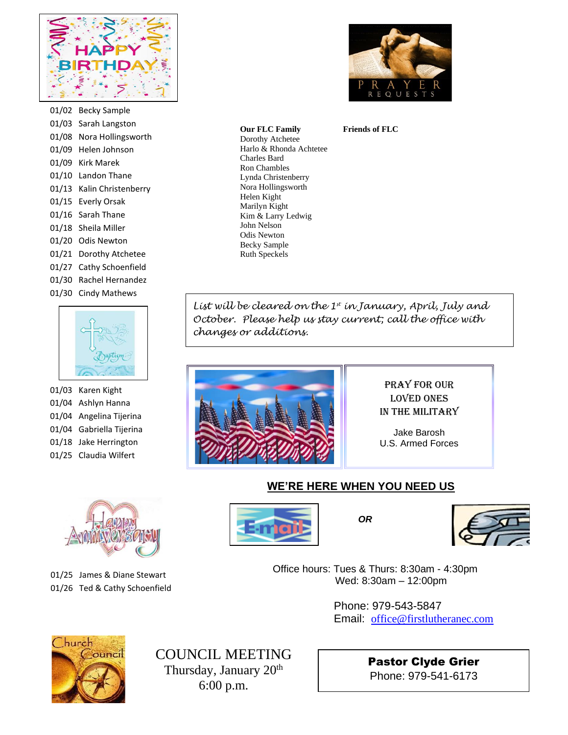## HAPPY BIRTHDAY

01/02 Becky Sample
01/03 Sarah Langston
01/08 Nora Hollingsworth
01/09 Helen Johnson
01/09 Kirk Marek
01/10 Landon Thane
01/13 Kalin Christenberry
01/15 Everly Orsak
01/16 Sarah Thane
01/18 Sheila Miller
01/20 Odis Newton
01/21 Dorothy Atchetee
01/27 Cathy Schoenfield
01/30 Rachel Hernandez
01/30 Cindy Mathews

## Baptism

01/03 Karen Kight
01/04 Ashlyn Hanna
01/04 Angelina Tijerina
01/04 Gabriella Tijerina
01/18 Jake Herrington
01/25 Claudia Wilfert

## Happy Anniversary

01/25 James & Diane Stewart
01/26 Ted & Cathy Schoenfield

## Church Council

COUNCIL MEETING
Thursday, January 20th
6:00 p.m.

## PRAYER REQUESTS

**Our FLC Family**

Dorothy Atchetee
Harlo & Rhonda Achtetee
Charles Bard
Ron Chambles
Lynda Christenberry
Nora Hollingsworth
Helen Kight
Marilyn Kight
Kim & Larry Ledwig
John Nelson
Odis Newton
Becky Sample
Ruth Speckels

**Friends of FLC**

*List will be cleared on the 1st in January, April, July and October. Please help us stay current; call the office with changes or additions.*

PRAY FOR OUR
LOVED ONES
IN THE MILITARY

Jake Barosh
U.S. Armed Forces

## WE'RE HERE WHEN YOU NEED US

E-mail *OR*

Office hours: Tues & Thurs: 8:30am - 4:30pm
Wed: 8:30am – 12:00pm

Phone: 979-543-5847
Email: office@firstlutheranec.com

**Pastor Clyde Grier**
Phone: 979-541-6173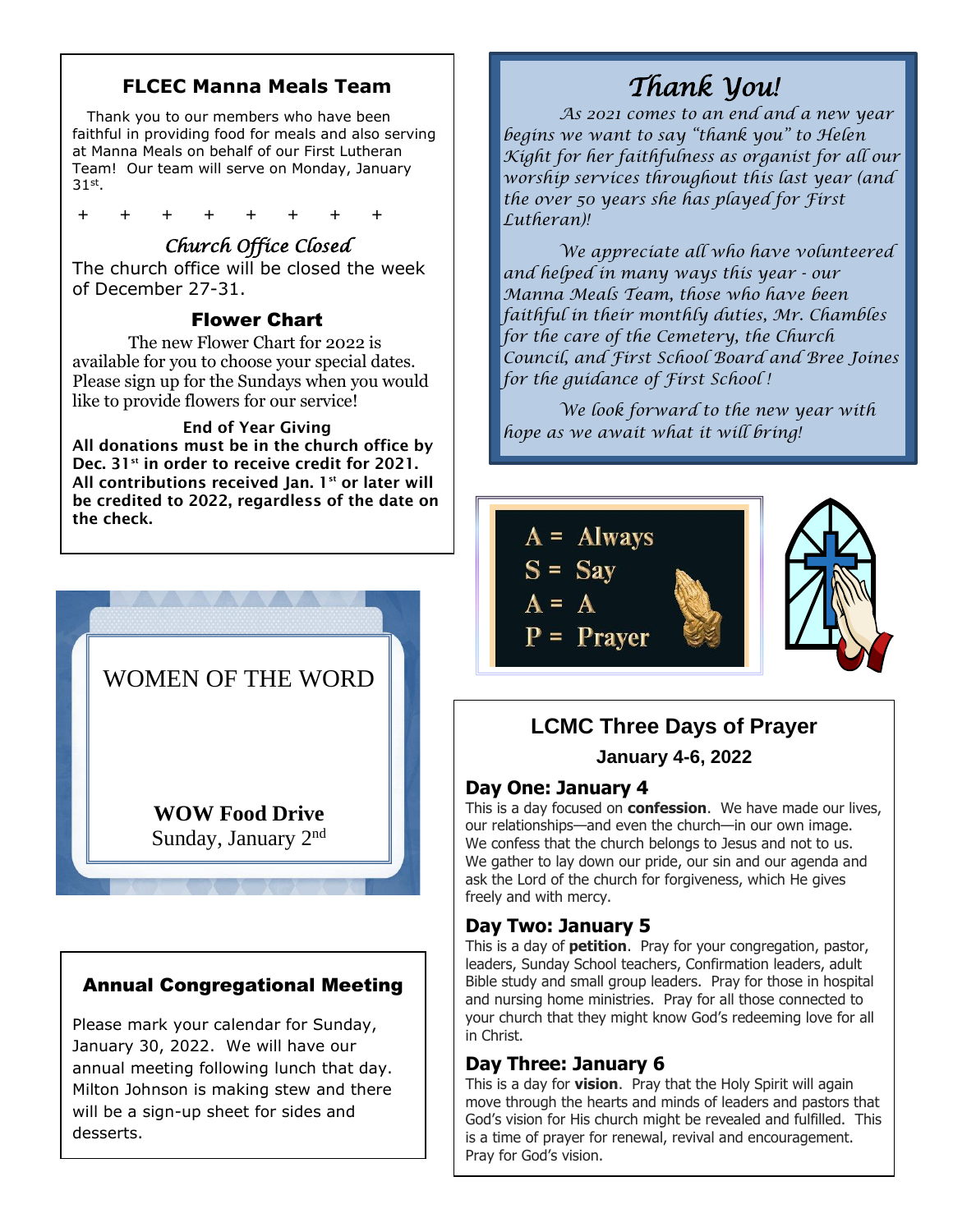## FLCEC Manna Meals Team

Thank you to our members who have been faithful in providing food for meals and also serving at Manna Meals on behalf of our First Lutheran Team! Our team will serve on Monday, January 31st.

\+ + + + + + + +

### *Church Office Closed*

The church office will be closed the week of December 27-31.

### Flower Chart

The new Flower Chart for 2022 is available for you to choose your special dates. Please sign up for the Sundays when you would like to provide flowers for our service!

**End of Year Giving**

**All donations must be in the church office by Dec. 31st in order to receive credit for 2021. All contributions received Jan. 1st or later will be credited to 2022, regardless of the date on the check.**

WOMEN OF THE WORD

**WOW Food Drive**
Sunday, January 2nd

## Annual Congregational Meeting

Please mark your calendar for Sunday, January 30, 2022. We will have our annual meeting following lunch that day. Milton Johnson is making stew and there will be a sign-up sheet for sides and desserts.

## *Thank You!*

*As 2021 comes to an end and a new year begins we want to say "thank you" to Helen Kight for her faithfulness as organist for all our worship services throughout this last year (and the over 50 years she has played for First Lutheran)!*

*We appreciate all who have volunteered and helped in many ways this year - our Manna Meals Team, those who have been faithful in their monthly duties, Mr. Chambles for the care of the Cemetery, the Church Council, and First School Board and Bree Joines for the guidance of First School!*

*We look forward to the new year with hope as we await what it will bring!*

A = Always
S = Say
A = A
P = Prayer

## LCMC Three Days of Prayer

**January 4-6, 2022**

### Day One: January 4

This is a day focused on **confession**. We have made our lives, our relationships—and even the church—in our own image. We confess that the church belongs to Jesus and not to us. We gather to lay down our pride, our sin and our agenda and ask the Lord of the church for forgiveness, which He gives freely and with mercy.

### Day Two: January 5

This is a day of **petition**. Pray for your congregation, pastor, leaders, Sunday School teachers, Confirmation leaders, adult Bible study and small group leaders. Pray for those in hospital and nursing home ministries. Pray for all those connected to your church that they might know God's redeeming love for all in Christ.

### Day Three: January 6

This is a day for **vision**. Pray that the Holy Spirit will again move through the hearts and minds of leaders and pastors that God's vision for His church might be revealed and fulfilled. This is a time of prayer for renewal, revival and encouragement. Pray for God's vision.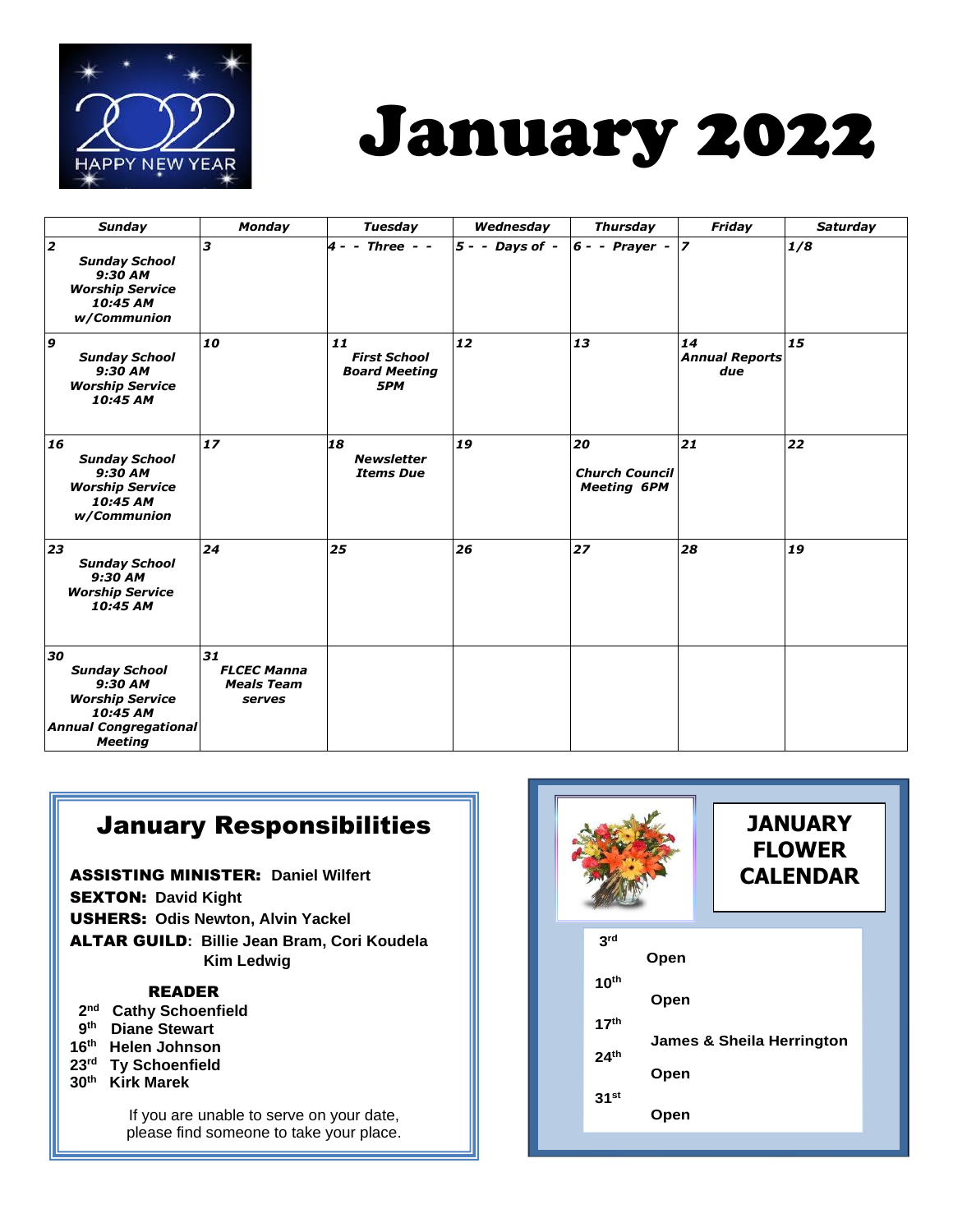# January 2022

| Sunday | Monday | Tuesday | Wednesday | Thursday | Friday | Saturday |
|---|---|---|---|---|---|---|
| 2 Sunday School 9:30 AM Worship Service 10:45 AM w/Communion | 3 | 4 - - Three - - | 5 - - Days of - | 6 - - Prayer - | 7 | 1/8 |
| 9 Sunday School 9:30 AM Worship Service 10:45 AM | 10 | 11 First School Board Meeting 5PM | 12 | 13 | 14 Annual Reports due | 15 |
| 16 Sunday School 9:30 AM Worship Service 10:45 AM w/Communion | 17 | 18 Newsletter Items Due | 19 | 20 Church Council Meeting 6PM | 21 | 22 |
| 23 Sunday School 9:30 AM Worship Service 10:45 AM | 24 | 25 | 26 | 27 | 28 | 19 |
| 30 Sunday School 9:30 AM Worship Service 10:45 AM Annual Congregational Meeting | 31 FLCEC Manna Meals Team serves | | | | | |

## January Responsibilities

**ASSISTING MINISTER:** Daniel Wilfert
**SEXTON:** David Kight
**USHERS:** Odis Newton, Alvin Yackel
**ALTAR GUILD:** Billie Jean Bram, Cori Koudela, Kim Ledwig

**READER**

- 2nd Cathy Schoenfield
- 9th Diane Stewart
- 16th Helen Johnson
- 23rd Ty Schoenfield
- 30th Kirk Marek

If you are unable to serve on your date, please find someone to take your place.

## JANUARY FLOWER CALENDAR

- 3rd Open
- 10th Open
- 17th James & Sheila Herrington
- 24th Open
- 31st Open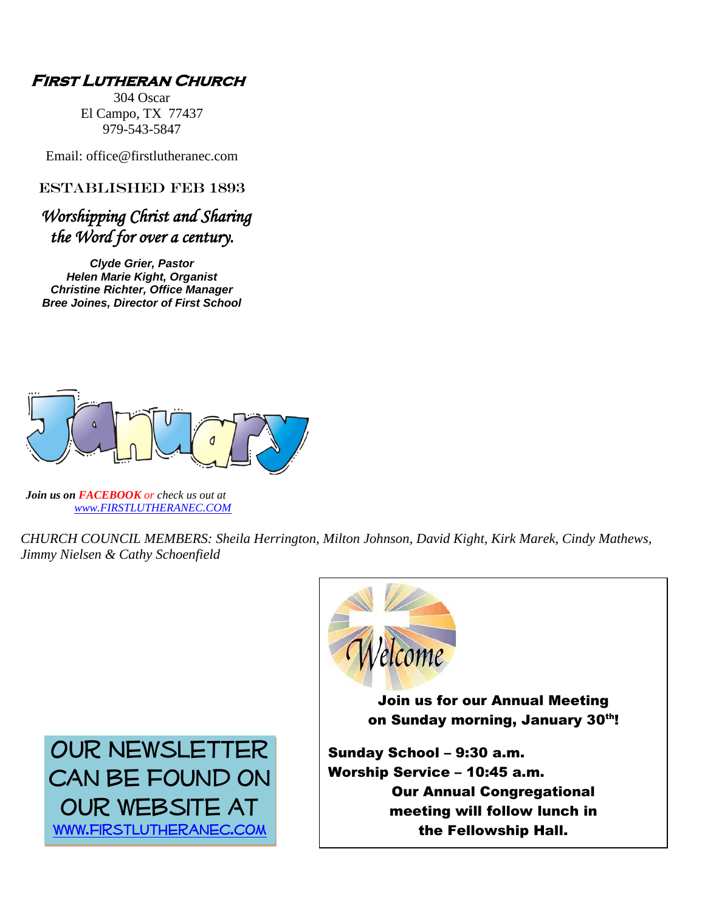# First Lutheran Church

304 Oscar
El Campo, TX 77437
979-543-5847

Email: office@firstlutheranec.com

ESTABLISHED FEB 1893

*Worshipping Christ and Sharing the Word for over a century.*

***Clyde Grier, Pastor***
***Helen Marie Kight, Organist***
***Christine Richter, Office Manager***
***Bree Joines, Director of First School***

# January

***Join us on FACEBOOK** or check us out at [www.FIRSTLUTHERANEC.COM](http://www.FIRSTLUTHERANEC.COM)*

*CHURCH COUNCIL MEMBERS: Sheila Herrington, Milton Johnson, David Kight, Kirk Marek, Cindy Mathews, Jimmy Nielsen & Cathy Schoenfield*

OUR NEWSLETTER CAN BE FOUND ON OUR WEBSITE AT [WWW.FIRSTLUTHERANEC.COM](http://WWW.FIRSTLUTHERANEC.COM)

Welcome

**Join us for our Annual Meeting on Sunday morning, January 30th!**

**Sunday School – 9:30 a.m.**
**Worship Service – 10:45 a.m.**
**Our Annual Congregational meeting will follow lunch in the Fellowship Hall.**